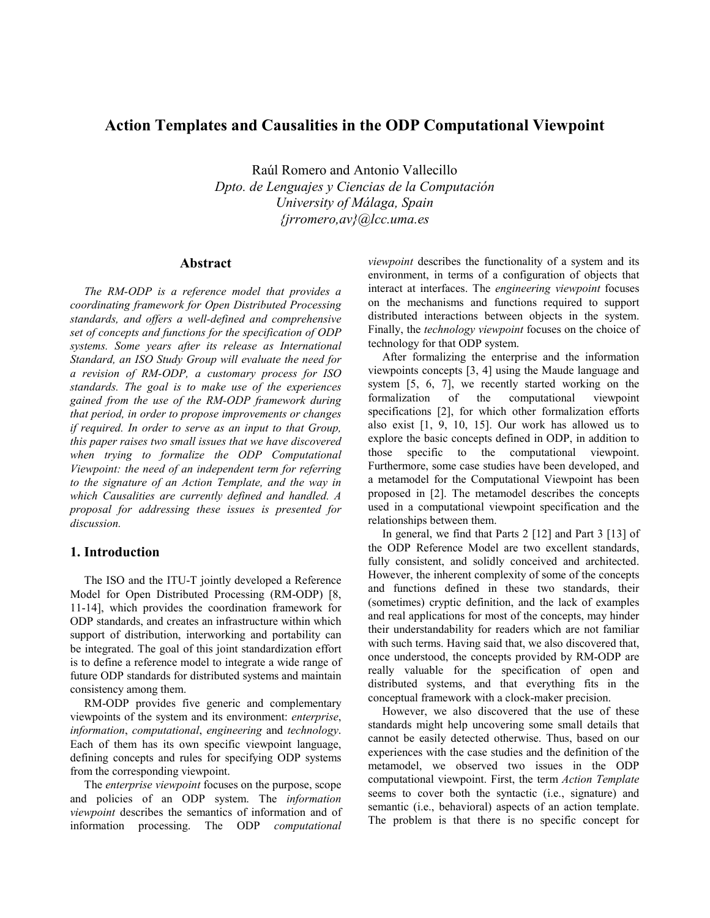# Action Templates and Causalities in the ODP Computational Viewpoint

Raúl Romero and Antonio Vallecillo
*Dpto. de Lenguajes y Ciencias de la Computación*
*University of Málaga, Spain*
*{jrromero,av}@lcc.uma.es*

## Abstract

*The RM-ODP is a reference model that provides a coordinating framework for Open Distributed Processing standards, and offers a well-defined and comprehensive set of concepts and functions for the specification of ODP systems. Some years after its release as International Standard, an ISO Study Group will evaluate the need for a revision of RM-ODP, a customary process for ISO standards. The goal is to make use of the experiences gained from the use of the RM-ODP framework during that period, in order to propose improvements or changes if required. In order to serve as an input to that Group, this paper raises two small issues that we have discovered when trying to formalize the ODP Computational Viewpoint: the need of an independent term for referring to the signature of an Action Template, and the way in which Causalities are currently defined and handled. A proposal for addressing these issues is presented for discussion.*

## 1. Introduction

The ISO and the ITU-T jointly developed a Reference Model for Open Distributed Processing (RM-ODP) [8, 11-14], which provides the coordination framework for ODP standards, and creates an infrastructure within which support of distribution, interworking and portability can be integrated. The goal of this joint standardization effort is to define a reference model to integrate a wide range of future ODP standards for distributed systems and maintain consistency among them.

RM-ODP provides five generic and complementary viewpoints of the system and its environment: *enterprise*, *information*, *computational*, *engineering* and *technology*. Each of them has its own specific viewpoint language, defining concepts and rules for specifying ODP systems from the corresponding viewpoint.

The *enterprise viewpoint* focuses on the purpose, scope and policies of an ODP system. The *information viewpoint* describes the semantics of information and of information processing. The ODP *computational viewpoint* describes the functionality of a system and its environment, in terms of a configuration of objects that interact at interfaces. The *engineering viewpoint* focuses on the mechanisms and functions required to support distributed interactions between objects in the system. Finally, the *technology viewpoint* focuses on the choice of technology for that ODP system.

After formalizing the enterprise and the information viewpoints concepts [3, 4] using the Maude language and system [5, 6, 7], we recently started working on the formalization of the computational viewpoint specifications [2], for which other formalization efforts also exist [1, 9, 10, 15]. Our work has allowed us to explore the basic concepts defined in ODP, in addition to those specific to the computational viewpoint. Furthermore, some case studies have been developed, and a metamodel for the Computational Viewpoint has been proposed in [2]. The metamodel describes the concepts used in a computational viewpoint specification and the relationships between them.

In general, we find that Parts 2 [12] and Part 3 [13] of the ODP Reference Model are two excellent standards, fully consistent, and solidly conceived and architected. However, the inherent complexity of some of the concepts and functions defined in these two standards, their (sometimes) cryptic definition, and the lack of examples and real applications for most of the concepts, may hinder their understandability for readers which are not familiar with such terms. Having said that, we also discovered that, once understood, the concepts provided by RM-ODP are really valuable for the specification of open and distributed systems, and that everything fits in the conceptual framework with a clock-maker precision.

However, we also discovered that the use of these standards might help uncovering some small details that cannot be easily detected otherwise. Thus, based on our experiences with the case studies and the definition of the metamodel, we observed two issues in the ODP computational viewpoint. First, the term *Action Template* seems to cover both the syntactic (i.e., signature) and semantic (i.e., behavioral) aspects of an action template. The problem is that there is no specific concept for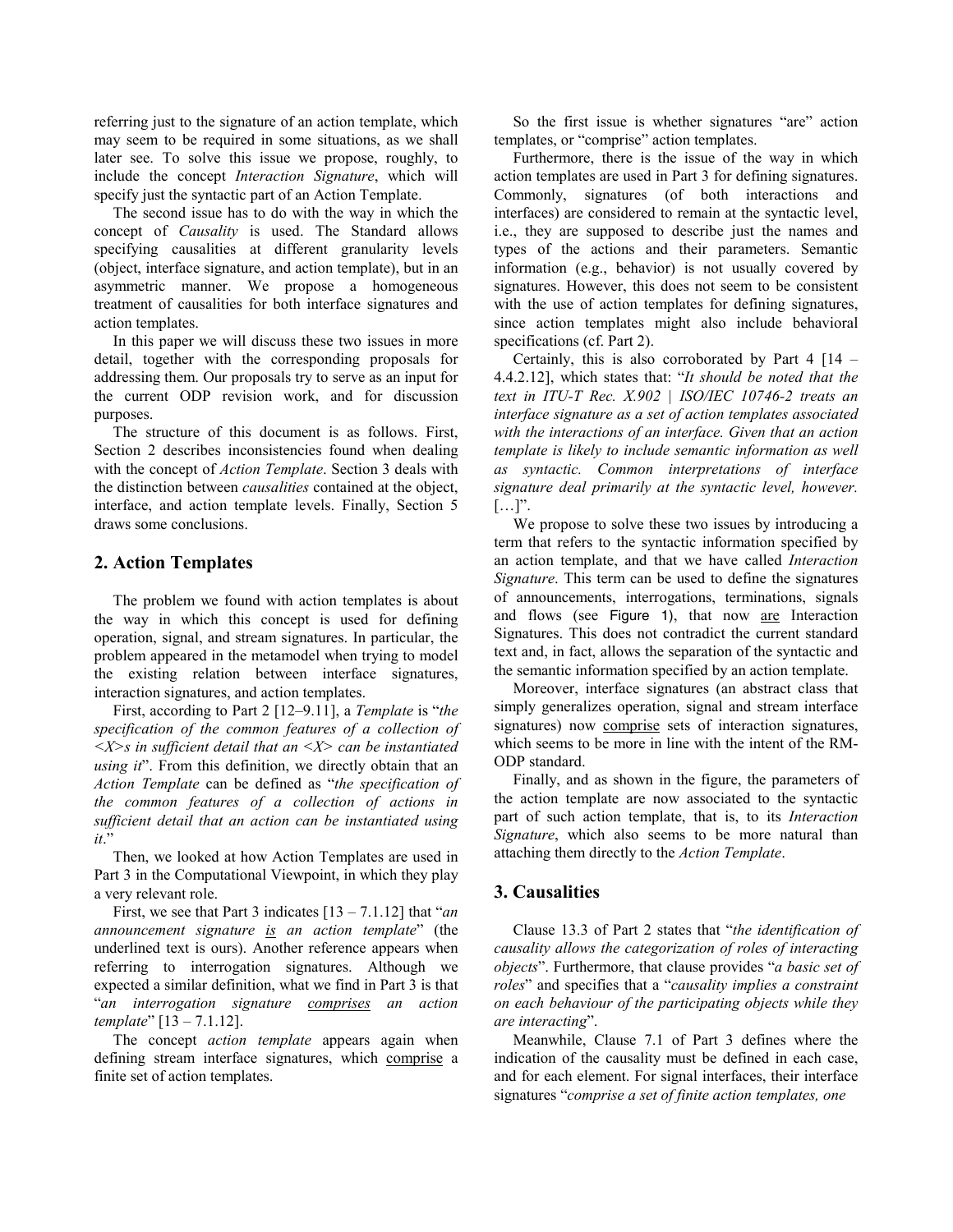referring just to the signature of an action template, which may seem to be required in some situations, as we shall later see. To solve this issue we propose, roughly, to include the concept *Interaction Signature*, which will specify just the syntactic part of an Action Template.

The second issue has to do with the way in which the concept of *Causality* is used. The Standard allows specifying causalities at different granularity levels (object, interface signature, and action template), but in an asymmetric manner. We propose a homogeneous treatment of causalities for both interface signatures and action templates.

In this paper we will discuss these two issues in more detail, together with the corresponding proposals for addressing them. Our proposals try to serve as an input for the current ODP revision work, and for discussion purposes.

The structure of this document is as follows. First, Section 2 describes inconsistencies found when dealing with the concept of *Action Template*. Section 3 deals with the distinction between *causalities* contained at the object, interface, and action template levels. Finally, Section 5 draws some conclusions.

## 2. Action Templates

The problem we found with action templates is about the way in which this concept is used for defining operation, signal, and stream signatures. In particular, the problem appeared in the metamodel when trying to model the existing relation between interface signatures, interaction signatures, and action templates.

First, according to Part 2 [12–9.11], a *Template* is "*the specification of the common features of a collection of <X>s in sufficient detail that an <X> can be instantiated using it*". From this definition, we directly obtain that an *Action Template* can be defined as "*the specification of the common features of a collection of actions in sufficient detail that an action can be instantiated using it*."

Then, we looked at how Action Templates are used in Part 3 in the Computational Viewpoint, in which they play a very relevant role.

First, we see that Part 3 indicates [13 – 7.1.12] that "*an announcement signature* <u>*is*</u> *an action template*" (the underlined text is ours). Another reference appears when referring to interrogation signatures. Although we expected a similar definition, what we find in Part 3 is that "*an interrogation signature* <u>*comprises*</u> *an action template*" [13 – 7.1.12].

The concept *action template* appears again when defining stream interface signatures, which <u>comprise</u> a finite set of action templates.

So the first issue is whether signatures "are" action templates, or "comprise" action templates.

Furthermore, there is the issue of the way in which action templates are used in Part 3 for defining signatures. Commonly, signatures (of both interactions and interfaces) are considered to remain at the syntactic level, i.e., they are supposed to describe just the names and types of the actions and their parameters. Semantic information (e.g., behavior) is not usually covered by signatures. However, this does not seem to be consistent with the use of action templates for defining signatures, since action templates might also include behavioral specifications (cf. Part 2).

Certainly, this is also corroborated by Part 4 [14 – 4.4.2.12], which states that: "*It should be noted that the text in ITU-T Rec. X.902 | ISO/IEC 10746-2 treats an interface signature as a set of action templates associated with the interactions of an interface. Given that an action template is likely to include semantic information as well as syntactic. Common interpretations of interface signature deal primarily at the syntactic level, however.* […]".

We propose to solve these two issues by introducing a term that refers to the syntactic information specified by an action template, and that we have called *Interaction Signature*. This term can be used to define the signatures of announcements, interrogations, terminations, signals and flows (see Figure 1), that now <u>are</u> Interaction Signatures. This does not contradict the current standard text and, in fact, allows the separation of the syntactic and the semantic information specified by an action template.

Moreover, interface signatures (an abstract class that simply generalizes operation, signal and stream interface signatures) now <u>comprise</u> sets of interaction signatures, which seems to be more in line with the intent of the RM-ODP standard.

Finally, and as shown in the figure, the parameters of the action template are now associated to the syntactic part of such action template, that is, to its *Interaction Signature*, which also seems to be more natural than attaching them directly to the *Action Template*.

## 3. Causalities

Clause 13.3 of Part 2 states that "*the identification of causality allows the categorization of roles of interacting objects*". Furthermore, that clause provides "*a basic set of roles*" and specifies that a "*causality implies a constraint on each behaviour of the participating objects while they are interacting*".

Meanwhile, Clause 7.1 of Part 3 defines where the indication of the causality must be defined in each case, and for each element. For signal interfaces, their interface signatures "*comprise a set of finite action templates, one*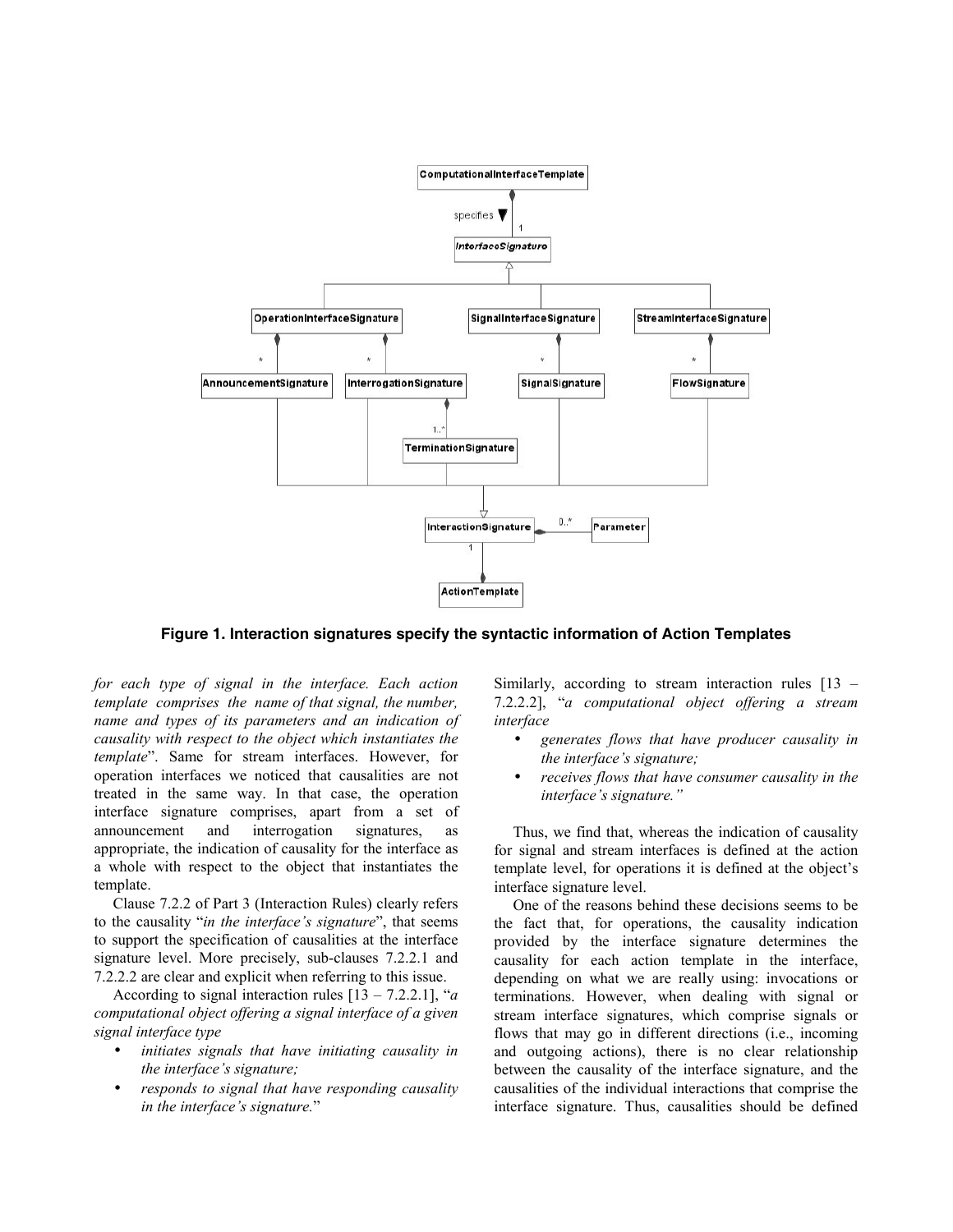**Figure 1. Interaction signatures specify the syntactic information of Action Templates**

*for each type of signal in the interface. Each action template comprises the name of that signal, the number, name and types of its parameters and an indication of causality with respect to the object which instantiates the template*". Same for stream interfaces. However, for operation interfaces we noticed that causalities are not treated in the same way. In that case, the operation interface signature comprises, apart from a set of announcement and interrogation signatures, as appropriate, the indication of causality for the interface as a whole with respect to the object that instantiates the template.

Clause 7.2.2 of Part 3 (Interaction Rules) clearly refers to the causality "*in the interface's signature*", that seems to support the specification of causalities at the interface signature level. More precisely, sub-clauses 7.2.2.1 and 7.2.2.2 are clear and explicit when referring to this issue.

According to signal interaction rules [13 – 7.2.2.1], "*a computational object offering a signal interface of a given signal interface type*

- *initiates signals that have initiating causality in the interface's signature;*
- *responds to signal that have responding causality in the interface's signature.*"

Similarly, according to stream interaction rules [13 – 7.2.2.2], "*a computational object offering a stream interface*

- *generates flows that have producer causality in the interface's signature;*
- *receives flows that have consumer causality in the interface's signature.*"

Thus, we find that, whereas the indication of causality for signal and stream interfaces is defined at the action template level, for operations it is defined at the object's interface signature level.

One of the reasons behind these decisions seems to be the fact that, for operations, the causality indication provided by the interface signature determines the causality for each action template in the interface, depending on what we are really using: invocations or terminations. However, when dealing with signal or stream interface signatures, which comprise signals or flows that may go in different directions (i.e., incoming and outgoing actions), there is no clear relationship between the causality of the interface signature, and the causalities of the individual interactions that comprise the interface signature. Thus, causalities should be defined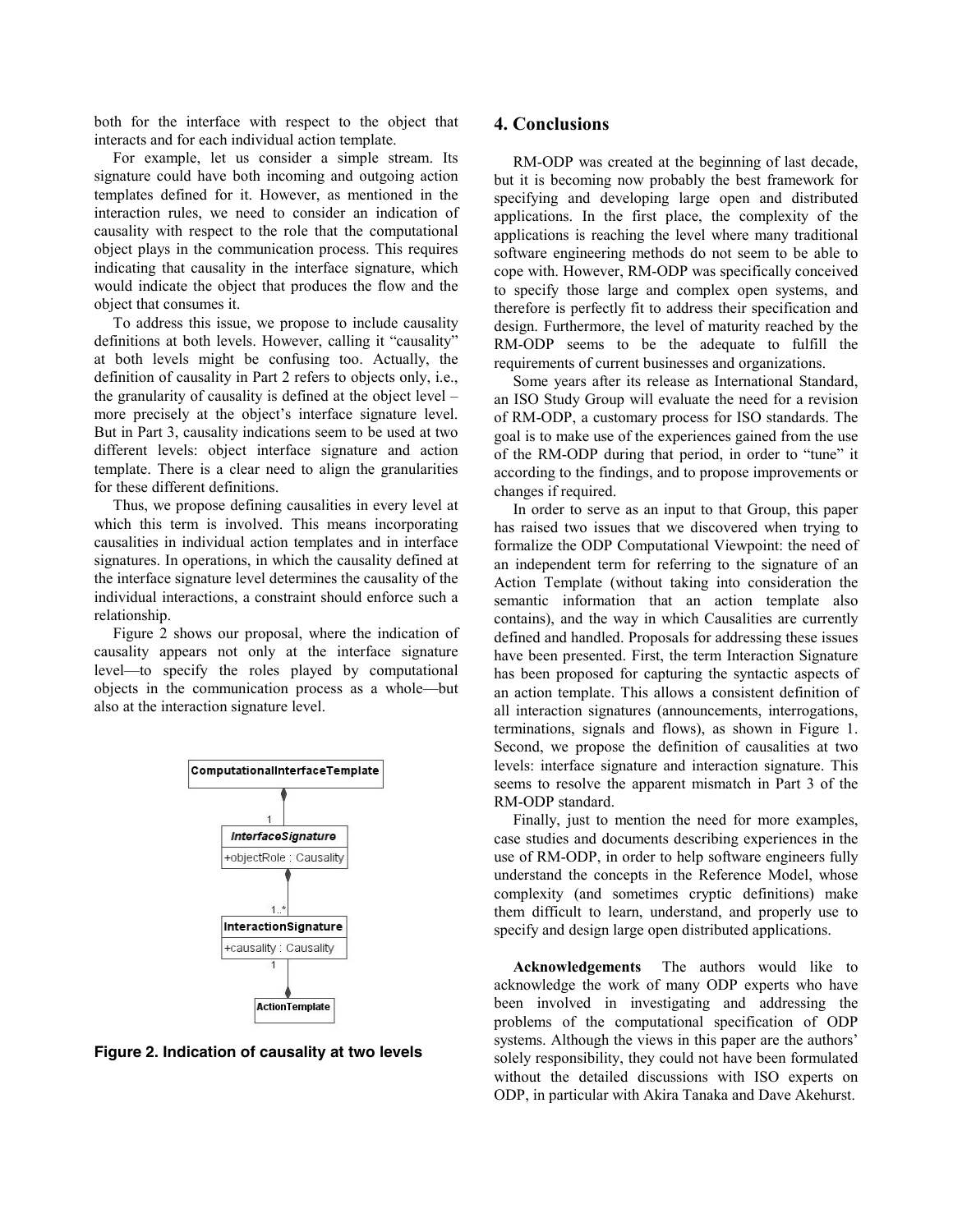both for the interface with respect to the object that interacts and for each individual action template.

For example, let us consider a simple stream. Its signature could have both incoming and outgoing action templates defined for it. However, as mentioned in the interaction rules, we need to consider an indication of causality with respect to the role that the computational object plays in the communication process. This requires indicating that causality in the interface signature, which would indicate the object that produces the flow and the object that consumes it.

To address this issue, we propose to include causality definitions at both levels. However, calling it "causality" at both levels might be confusing too. Actually, the definition of causality in Part 2 refers to objects only, i.e., the granularity of causality is defined at the object level – more precisely at the object's interface signature level. But in Part 3, causality indications seem to be used at two different levels: object interface signature and action template. There is a clear need to align the granularities for these different definitions.

Thus, we propose defining causalities in every level at which this term is involved. This means incorporating causalities in individual action templates and in interface signatures. In operations, in which the causality defined at the interface signature level determines the causality of the individual interactions, a constraint should enforce such a relationship.

Figure 2 shows our proposal, where the indication of causality appears not only at the interface signature level—to specify the roles played by computational objects in the communication process as a whole—but also at the interaction signature level.

```
ComputationalInterfaceTemplate
        ◆
        | 1
InterfaceSignature
+objectRole : Causality
        ◆
        | 1..*
InteractionSignature
+causality : Causality
        | 1
        ◆
ActionTemplate
```

**Figure 2. Indication of causality at two levels**

## 4. Conclusions

RM-ODP was created at the beginning of last decade, but it is becoming now probably the best framework for specifying and developing large open and distributed applications. In the first place, the complexity of the applications is reaching the level where many traditional software engineering methods do not seem to be able to cope with. However, RM-ODP was specifically conceived to specify those large and complex open systems, and therefore is perfectly fit to address their specification and design. Furthermore, the level of maturity reached by the RM-ODP seems to be the adequate to fulfill the requirements of current businesses and organizations.

Some years after its release as International Standard, an ISO Study Group will evaluate the need for a revision of RM-ODP, a customary process for ISO standards. The goal is to make use of the experiences gained from the use of the RM-ODP during that period, in order to "tune" it according to the findings, and to propose improvements or changes if required.

In order to serve as an input to that Group, this paper has raised two issues that we discovered when trying to formalize the ODP Computational Viewpoint: the need of an independent term for referring to the signature of an Action Template (without taking into consideration the semantic information that an action template also contains), and the way in which Causalities are currently defined and handled. Proposals for addressing these issues have been presented. First, the term Interaction Signature has been proposed for capturing the syntactic aspects of an action template. This allows a consistent definition of all interaction signatures (announcements, interrogations, terminations, signals and flows), as shown in Figure 1. Second, we propose the definition of causalities at two levels: interface signature and interaction signature. This seems to resolve the apparent mismatch in Part 3 of the RM-ODP standard.

Finally, just to mention the need for more examples, case studies and documents describing experiences in the use of RM-ODP, in order to help software engineers fully understand the concepts in the Reference Model, whose complexity (and sometimes cryptic definitions) make them difficult to learn, understand, and properly use to specify and design large open distributed applications.

**Acknowledgements** The authors would like to acknowledge the work of many ODP experts who have been involved in investigating and addressing the problems of the computational specification of ODP systems. Although the views in this paper are the authors' solely responsibility, they could not have been formulated without the detailed discussions with ISO experts on ODP, in particular with Akira Tanaka and Dave Akehurst.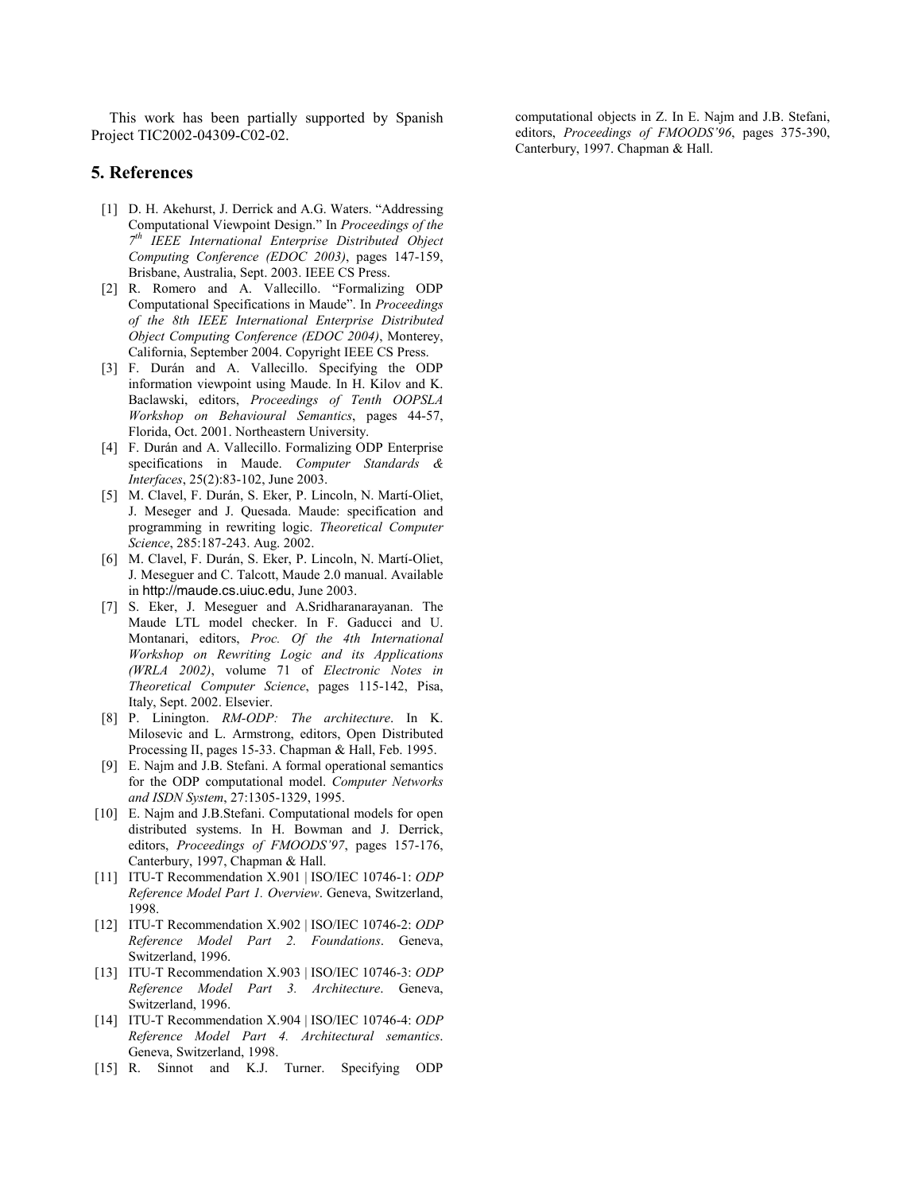This work has been partially supported by Spanish Project TIC2002-04309-C02-02.

## 5. References

[1] D. H. Akehurst, J. Derrick and A.G. Waters. "Addressing Computational Viewpoint Design." In *Proceedings of the 7th IEEE International Enterprise Distributed Object Computing Conference (EDOC 2003)*, pages 147-159, Brisbane, Australia, Sept. 2003. IEEE CS Press.

[2] R. Romero and A. Vallecillo. "Formalizing ODP Computational Specifications in Maude". In *Proceedings of the 8th IEEE International Enterprise Distributed Object Computing Conference (EDOC 2004)*, Monterey, California, September 2004. Copyright IEEE CS Press.

[3] F. Durán and A. Vallecillo. Specifying the ODP information viewpoint using Maude. In H. Kilov and K. Baclawski, editors, *Proceedings of Tenth OOPSLA Workshop on Behavioural Semantics*, pages 44-57, Florida, Oct. 2001. Northeastern University.

[4] F. Durán and A. Vallecillo. Formalizing ODP Enterprise specifications in Maude. *Computer Standards & Interfaces*, 25(2):83-102, June 2003.

[5] M. Clavel, F. Durán, S. Eker, P. Lincoln, N. Martí-Oliet, J. Meseger and J. Quesada. Maude: specification and programming in rewriting logic. *Theoretical Computer Science*, 285:187-243. Aug. 2002.

[6] M. Clavel, F. Durán, S. Eker, P. Lincoln, N. Martí-Oliet, J. Meseguer and C. Talcott, Maude 2.0 manual. Available in http://maude.cs.uiuc.edu, June 2003.

[7] S. Eker, J. Meseguer and A.Sridharanarayanan. The Maude LTL model checker. In F. Gaducci and U. Montanari, editors, *Proc. Of the 4th International Workshop on Rewriting Logic and its Applications (WRLA 2002)*, volume 71 of *Electronic Notes in Theoretical Computer Science*, pages 115-142, Pisa, Italy, Sept. 2002. Elsevier.

[8] P. Linington. *RM-ODP: The architecture*. In K. Milosevic and L. Armstrong, editors, Open Distributed Processing II, pages 15-33. Chapman & Hall, Feb. 1995.

[9] E. Najm and J.B. Stefani. A formal operational semantics for the ODP computational model. *Computer Networks and ISDN System*, 27:1305-1329, 1995.

[10] E. Najm and J.B.Stefani. Computational models for open distributed systems. In H. Bowman and J. Derrick, editors, *Proceedings of FMOODS'97*, pages 157-176, Canterbury, 1997, Chapman & Hall.

[11] ITU-T Recommendation X.901 | ISO/IEC 10746-1: *ODP Reference Model Part 1. Overview*. Geneva, Switzerland, 1998.

[12] ITU-T Recommendation X.902 | ISO/IEC 10746-2: *ODP Reference Model Part 2. Foundations*. Geneva, Switzerland, 1996.

[13] ITU-T Recommendation X.903 | ISO/IEC 10746-3: *ODP Reference Model Part 3. Architecture*. Geneva, Switzerland, 1996.

[14] ITU-T Recommendation X.904 | ISO/IEC 10746-4: *ODP Reference Model Part 4. Architectural semantics*. Geneva, Switzerland, 1998.

[15] R. Sinnot and K.J. Turner. Specifying ODP computational objects in Z. In E. Najm and J.B. Stefani, editors, *Proceedings of FMOODS'96*, pages 375-390, Canterbury, 1997. Chapman & Hall.